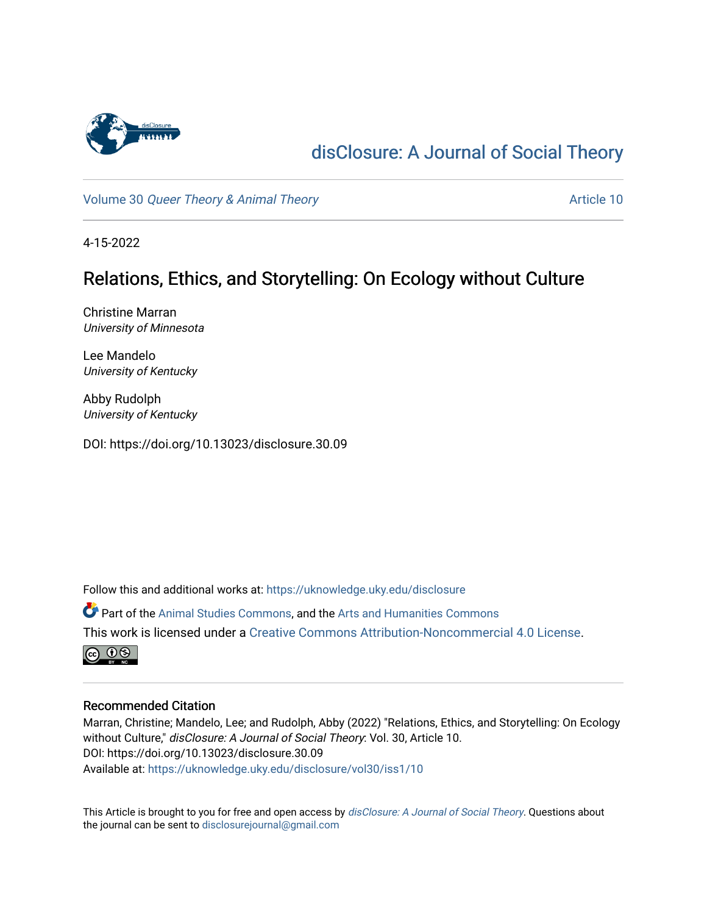# disClosure: A Journal of Social Theory

Volume 30 *Queer Theory & Animal Theory* Article 10

4-15-2022

## Relations, Ethics, and Storytelling: On Ecology without Culture

Christine Marran
*University of Minnesota*

Lee Mandelo
*University of Kentucky*

Abby Rudolph
*University of Kentucky*

DOI: https://doi.org/10.13023/disclosure.30.09

Follow this and additional works at: https://uknowledge.uky.edu/disclosure

Part of the Animal Studies Commons, and the Arts and Humanities Commons

This work is licensed under a Creative Commons Attribution-Noncommercial 4.0 License.

### Recommended Citation

Marran, Christine; Mandelo, Lee; and Rudolph, Abby (2022) "Relations, Ethics, and Storytelling: On Ecology without Culture," *disClosure: A Journal of Social Theory*: Vol. 30, Article 10.
DOI: https://doi.org/10.13023/disclosure.30.09
Available at: https://uknowledge.uky.edu/disclosure/vol30/iss1/10

This Article is brought to you for free and open access by *disClosure: A Journal of Social Theory*. Questions about the journal can be sent to disclosurejournal@gmail.com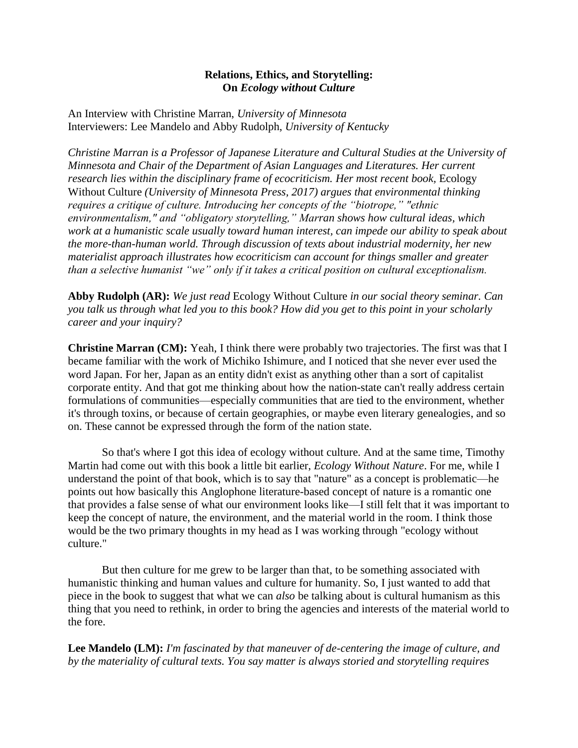**Relations, Ethics, and Storytelling:**
**On *Ecology without Culture***

An Interview with Christine Marran, *University of Minnesota*
Interviewers: Lee Mandelo and Abby Rudolph, *University of Kentucky*

*Christine Marran is a Professor of Japanese Literature and Cultural Studies at the University of Minnesota and Chair of the Department of Asian Languages and Literatures. Her current research lies within the disciplinary frame of ecocriticism. Her most recent book,* Ecology Without Culture *(University of Minnesota Press, 2017) argues that environmental thinking requires a critique of culture. Introducing her concepts of the "biotrope," "ethnic environmentalism," and "obligatory storytelling," Marran shows how cultural ideas, which work at a humanistic scale usually toward human interest, can impede our ability to speak about the more-than-human world. Through discussion of texts about industrial modernity, her new materialist approach illustrates how ecocriticism can account for things smaller and greater than a selective humanist "we" only if it takes a critical position on cultural exceptionalism.*

**Abby Rudolph (AR):** *We just read* Ecology Without Culture *in our social theory seminar. Can you talk us through what led you to this book? How did you get to this point in your scholarly career and your inquiry?*

**Christine Marran (CM):** Yeah, I think there were probably two trajectories. The first was that I became familiar with the work of Michiko Ishimure, and I noticed that she never ever used the word Japan. For her, Japan as an entity didn't exist as anything other than a sort of capitalist corporate entity. And that got me thinking about how the nation-state can't really address certain formulations of communities—especially communities that are tied to the environment, whether it's through toxins, or because of certain geographies, or maybe even literary genealogies, and so on. These cannot be expressed through the form of the nation state.

So that's where I got this idea of ecology without culture. And at the same time, Timothy Martin had come out with this book a little bit earlier, *Ecology Without Nature*. For me, while I understand the point of that book, which is to say that "nature" as a concept is problematic—he points out how basically this Anglophone literature-based concept of nature is a romantic one that provides a false sense of what our environment looks like—I still felt that it was important to keep the concept of nature, the environment, and the material world in the room. I think those would be the two primary thoughts in my head as I was working through "ecology without culture."

But then culture for me grew to be larger than that, to be something associated with humanistic thinking and human values and culture for humanity. So, I just wanted to add that piece in the book to suggest that what we can *also* be talking about is cultural humanism as this thing that you need to rethink, in order to bring the agencies and interests of the material world to the fore.

**Lee Mandelo (LM):** *I'm fascinated by that maneuver of de-centering the image of culture, and by the materiality of cultural texts. You say matter is always storied and storytelling requires*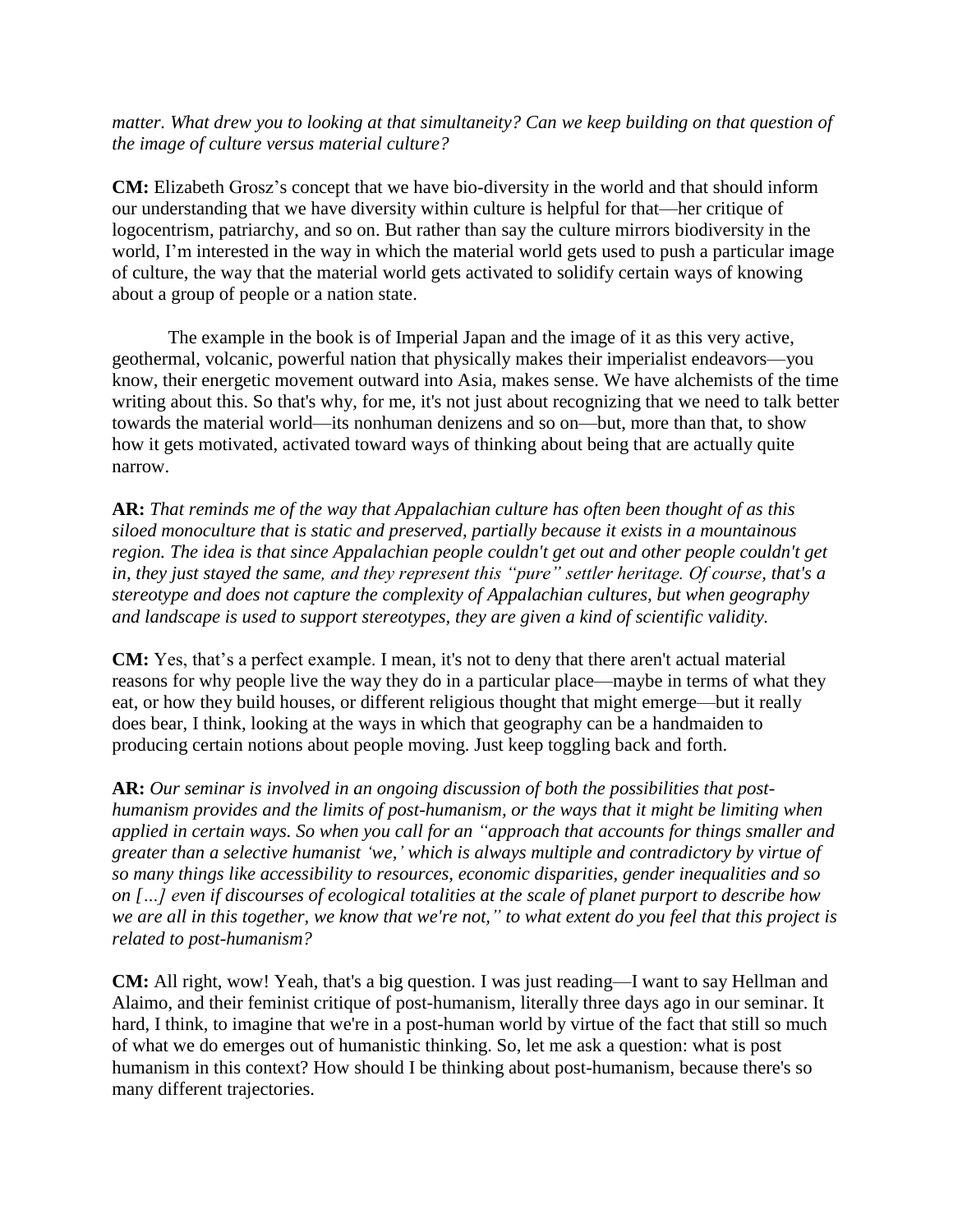*matter. What drew you to looking at that simultaneity? Can we keep building on that question of the image of culture versus material culture?*

**CM:** Elizabeth Grosz's concept that we have bio-diversity in the world and that should inform our understanding that we have diversity within culture is helpful for that—her critique of logocentrism, patriarchy, and so on. But rather than say the culture mirrors biodiversity in the world, I'm interested in the way in which the material world gets used to push a particular image of culture, the way that the material world gets activated to solidify certain ways of knowing about a group of people or a nation state.

The example in the book is of Imperial Japan and the image of it as this very active, geothermal, volcanic, powerful nation that physically makes their imperialist endeavors—you know, their energetic movement outward into Asia, makes sense. We have alchemists of the time writing about this. So that's why, for me, it's not just about recognizing that we need to talk better towards the material world—its nonhuman denizens and so on—but, more than that, to show how it gets motivated, activated toward ways of thinking about being that are actually quite narrow.

**AR:** *That reminds me of the way that Appalachian culture has often been thought of as this siloed monoculture that is static and preserved, partially because it exists in a mountainous region. The idea is that since Appalachian people couldn't get out and other people couldn't get in, they just stayed the same, and they represent this "pure" settler heritage. Of course, that's a stereotype and does not capture the complexity of Appalachian cultures, but when geography and landscape is used to support stereotypes, they are given a kind of scientific validity.*

**CM:** Yes, that's a perfect example. I mean, it's not to deny that there aren't actual material reasons for why people live the way they do in a particular place—maybe in terms of what they eat, or how they build houses, or different religious thought that might emerge—but it really does bear, I think, looking at the ways in which that geography can be a handmaiden to producing certain notions about people moving. Just keep toggling back and forth.

**AR:** *Our seminar is involved in an ongoing discussion of both the possibilities that post-humanism provides and the limits of post-humanism, or the ways that it might be limiting when applied in certain ways. So when you call for an "approach that accounts for things smaller and greater than a selective humanist 'we,' which is always multiple and contradictory by virtue of so many things like accessibility to resources, economic disparities, gender inequalities and so on […] even if discourses of ecological totalities at the scale of planet purport to describe how we are all in this together, we know that we're not," to what extent do you feel that this project is related to post-humanism?*

**CM:** All right, wow! Yeah, that's a big question. I was just reading—I want to say Hellman and Alaimo, and their feminist critique of post-humanism, literally three days ago in our seminar. It hard, I think, to imagine that we're in a post-human world by virtue of the fact that still so much of what we do emerges out of humanistic thinking. So, let me ask a question: what is post humanism in this context? How should I be thinking about post-humanism, because there's so many different trajectories.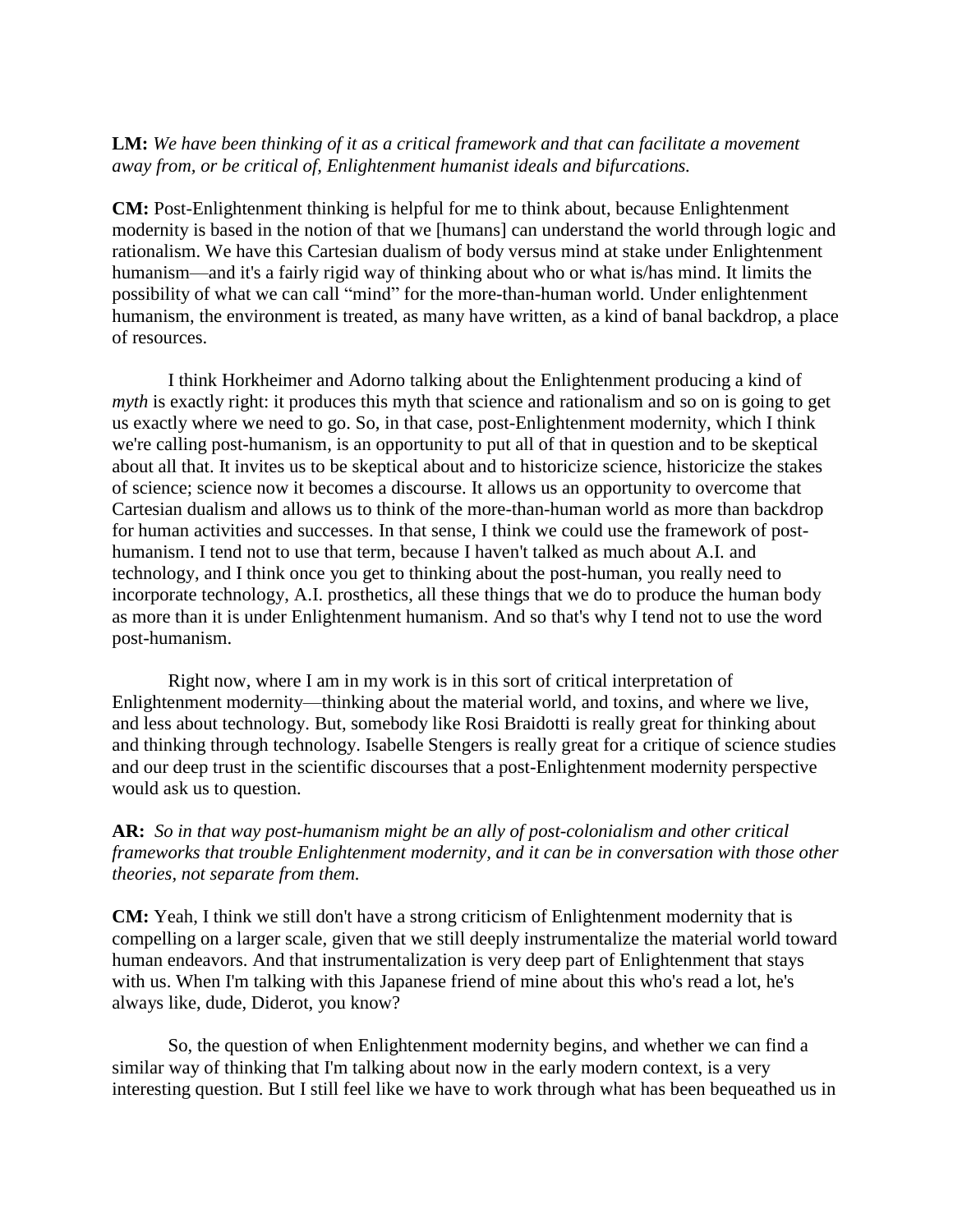**LM:** *We have been thinking of it as a critical framework and that can facilitate a movement away from, or be critical of, Enlightenment humanist ideals and bifurcations.*

**CM:** Post-Enlightenment thinking is helpful for me to think about, because Enlightenment modernity is based in the notion of that we [humans] can understand the world through logic and rationalism. We have this Cartesian dualism of body versus mind at stake under Enlightenment humanism—and it's a fairly rigid way of thinking about who or what is/has mind. It limits the possibility of what we can call "mind" for the more-than-human world. Under enlightenment humanism, the environment is treated, as many have written, as a kind of banal backdrop, a place of resources.

I think Horkheimer and Adorno talking about the Enlightenment producing a kind of *myth* is exactly right: it produces this myth that science and rationalism and so on is going to get us exactly where we need to go. So, in that case, post-Enlightenment modernity, which I think we're calling post-humanism, is an opportunity to put all of that in question and to be skeptical about all that. It invites us to be skeptical about and to historicize science, historicize the stakes of science; science now it becomes a discourse. It allows us an opportunity to overcome that Cartesian dualism and allows us to think of the more-than-human world as more than backdrop for human activities and successes. In that sense, I think we could use the framework of post-humanism. I tend not to use that term, because I haven't talked as much about A.I. and technology, and I think once you get to thinking about the post-human, you really need to incorporate technology, A.I. prosthetics, all these things that we do to produce the human body as more than it is under Enlightenment humanism. And so that's why I tend not to use the word post-humanism.

Right now, where I am in my work is in this sort of critical interpretation of Enlightenment modernity—thinking about the material world, and toxins, and where we live, and less about technology. But, somebody like Rosi Braidotti is really great for thinking about and thinking through technology. Isabelle Stengers is really great for a critique of science studies and our deep trust in the scientific discourses that a post-Enlightenment modernity perspective would ask us to question.

**AR:** *So in that way post-humanism might be an ally of post-colonialism and other critical frameworks that trouble Enlightenment modernity, and it can be in conversation with those other theories, not separate from them.*

**CM:** Yeah, I think we still don't have a strong criticism of Enlightenment modernity that is compelling on a larger scale, given that we still deeply instrumentalize the material world toward human endeavors. And that instrumentalization is very deep part of Enlightenment that stays with us. When I'm talking with this Japanese friend of mine about this who's read a lot, he's always like, dude, Diderot, you know?

So, the question of when Enlightenment modernity begins, and whether we can find a similar way of thinking that I'm talking about now in the early modern context, is a very interesting question. But I still feel like we have to work through what has been bequeathed us in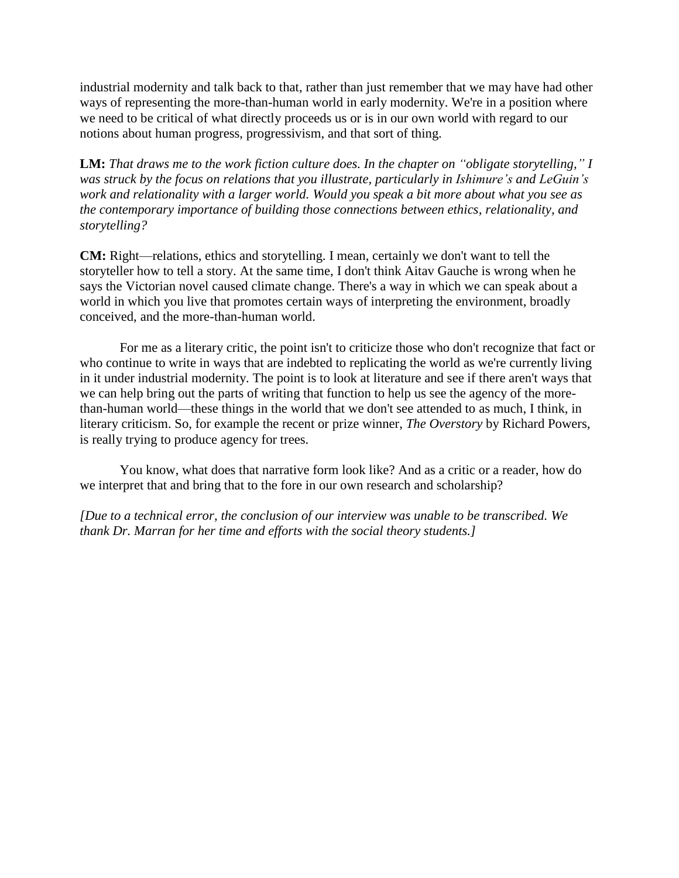industrial modernity and talk back to that, rather than just remember that we may have had other ways of representing the more-than-human world in early modernity. We're in a position where we need to be critical of what directly proceeds us or is in our own world with regard to our notions about human progress, progressivism, and that sort of thing.

**LM:** *That draws me to the work fiction culture does. In the chapter on "obligate storytelling," I was struck by the focus on relations that you illustrate, particularly in Ishimure's and LeGuin's work and relationality with a larger world. Would you speak a bit more about what you see as the contemporary importance of building those connections between ethics, relationality, and storytelling?*

**CM:** Right—relations, ethics and storytelling. I mean, certainly we don't want to tell the storyteller how to tell a story. At the same time, I don't think Aitav Gauche is wrong when he says the Victorian novel caused climate change. There's a way in which we can speak about a world in which you live that promotes certain ways of interpreting the environment, broadly conceived, and the more-than-human world.

For me as a literary critic, the point isn't to criticize those who don't recognize that fact or who continue to write in ways that are indebted to replicating the world as we're currently living in it under industrial modernity. The point is to look at literature and see if there aren't ways that we can help bring out the parts of writing that function to help us see the agency of the more-than-human world—these things in the world that we don't see attended to as much, I think, in literary criticism. So, for example the recent or prize winner, *The Overstory* by Richard Powers, is really trying to produce agency for trees.

You know, what does that narrative form look like? And as a critic or a reader, how do we interpret that and bring that to the fore in our own research and scholarship?

*[Due to a technical error, the conclusion of our interview was unable to be transcribed. We thank Dr. Marran for her time and efforts with the social theory students.]*